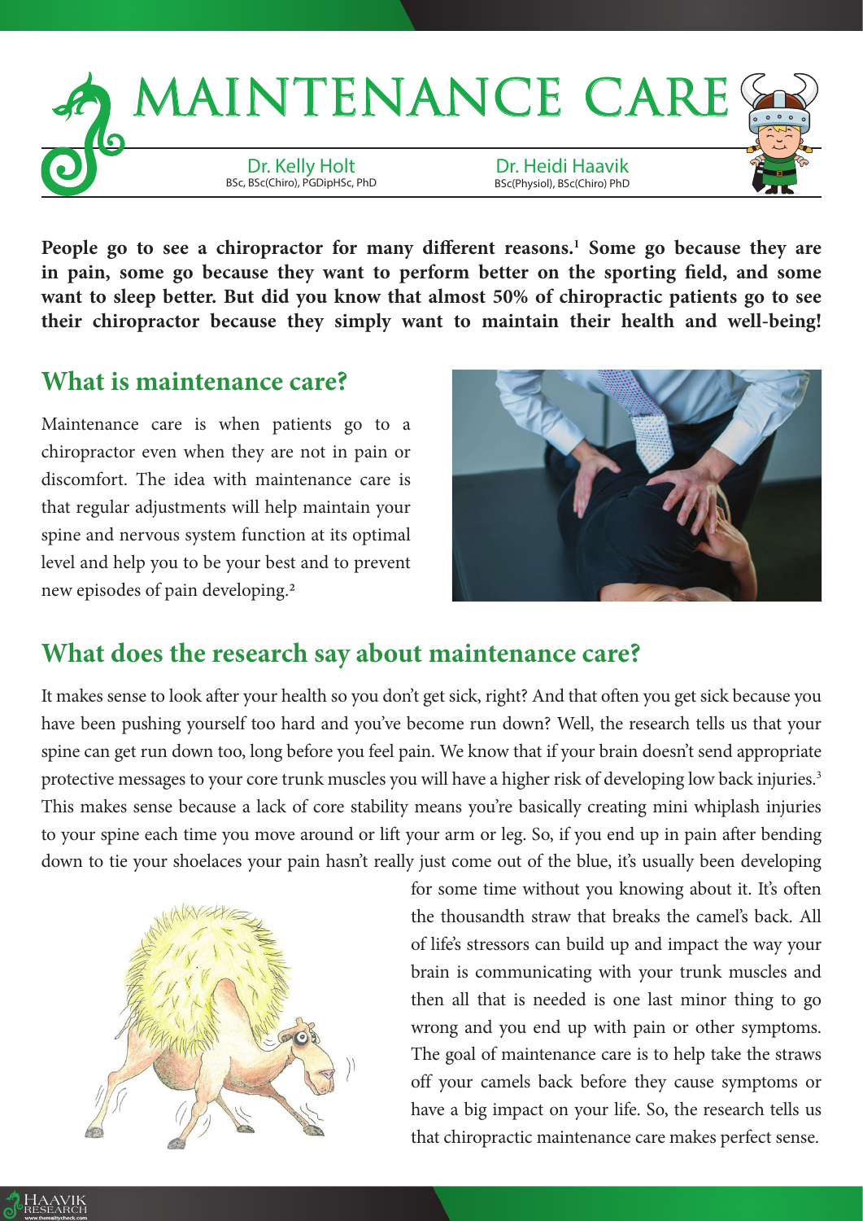# MAINTENANCE CARE

Dr. Kelly Holt
BSc, BSc(Chiro), PGDipHSc, PhD

Dr. Heidi Haavik
BSc(Physiol), BSc(Chiro) PhD

**People go to see a chiropractor for many different reasons.[1] Some go because they are in pain, some go because they want to perform better on the sporting field, and some want to sleep better. But did you know that almost 50% of chiropractic patients go to see their chiropractor because they simply want to maintain their health and well-being!**

## What is maintenance care?

Maintenance care is when patients go to a chiropractor even when they are not in pain or discomfort. The idea with maintenance care is that regular adjustments will help maintain your spine and nervous system function at its optimal level and help you to be your best and to prevent new episodes of pain developing.[2]

## What does the research say about maintenance care?

It makes sense to look after your health so you don't get sick, right? And that often you get sick because you have been pushing yourself too hard and you've become run down? Well, the research tells us that your spine can get run down too, long before you feel pain. We know that if your brain doesn't send appropriate protective messages to your core trunk muscles you will have a higher risk of developing low back injuries.[3] This makes sense because a lack of core stability means you're basically creating mini whiplash injuries to your spine each time you move around or lift your arm or leg. So, if you end up in pain after bending down to tie your shoelaces your pain hasn't really just come out of the blue, it's usually been developing for some time without you knowing about it. It's often the thousandth straw that breaks the camel's back. All of life's stressors can build up and impact the way your brain is communicating with your trunk muscles and then all that is needed is one last minor thing to go wrong and you end up with pain or other symptoms. The goal of maintenance care is to help take the straws off your camels back before they cause symptoms or have a big impact on your life. So, the research tells us that chiropractic maintenance care makes perfect sense.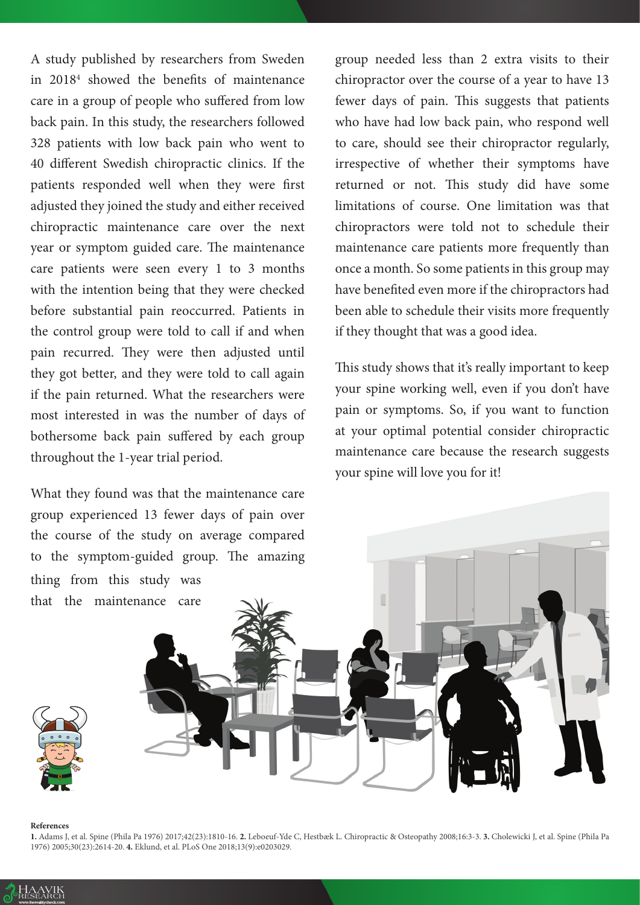A study published by researchers from Sweden in 2018[4] showed the benefits of maintenance care in a group of people who suffered from low back pain. In this study, the researchers followed 328 patients with low back pain who went to 40 different Swedish chiropractic clinics. If the patients responded well when they were first adjusted they joined the study and either received chiropractic maintenance care over the next year or symptom guided care. The maintenance care patients were seen every 1 to 3 months with the intention being that they were checked before substantial pain reoccurred. Patients in the control group were told to call if and when pain recurred. They were then adjusted until they got better, and they were told to call again if the pain returned. What the researchers were most interested in was the number of days of bothersome back pain suffered by each group throughout the 1-year trial period.

What they found was that the maintenance care group experienced 13 fewer days of pain over the course of the study on average compared to the symptom-guided group. The amazing thing from this study was that the maintenance care group needed less than 2 extra visits to their chiropractor over the course of a year to have 13 fewer days of pain. This suggests that patients who have had low back pain, who respond well to care, should see their chiropractor regularly, irrespective of whether their symptoms have returned or not. This study did have some limitations of course. One limitation was that chiropractors were told not to schedule their maintenance care patients more frequently than once a month. So some patients in this group may have benefited even more if the chiropractors had been able to schedule their visits more frequently if they thought that was a good idea.

This study shows that it's really important to keep your spine working well, even if you don't have pain or symptoms. So, if you want to function at your optimal potential consider chiropractic maintenance care because the research suggests your spine will love you for it!

**References**

**1.** Adams J, et al. Spine (Phila Pa 1976) 2017;42(23):1810-16. **2.** Leboeuf-Yde C, Hestbæk L. Chiropractic & Osteopathy 2008;16:3-3. **3.** Cholewicki J, et al. Spine (Phila Pa 1976) 2005;30(23):2614-20. **4.** Eklund, et al. PLoS One 2018;13(9):e0203029.